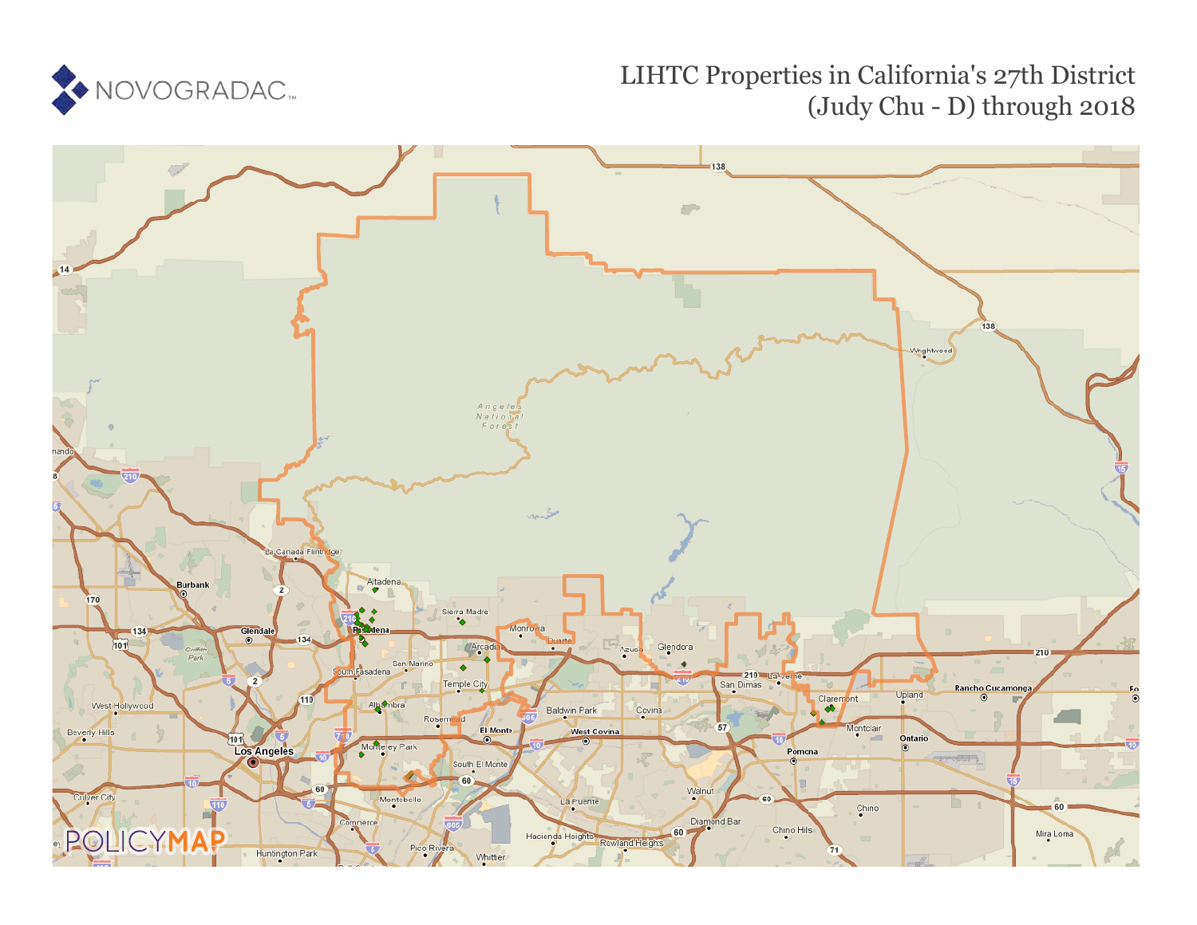NOVOGRADAC

# LIHTC Properties in California's 27th District (Judy Chu - D) through 2018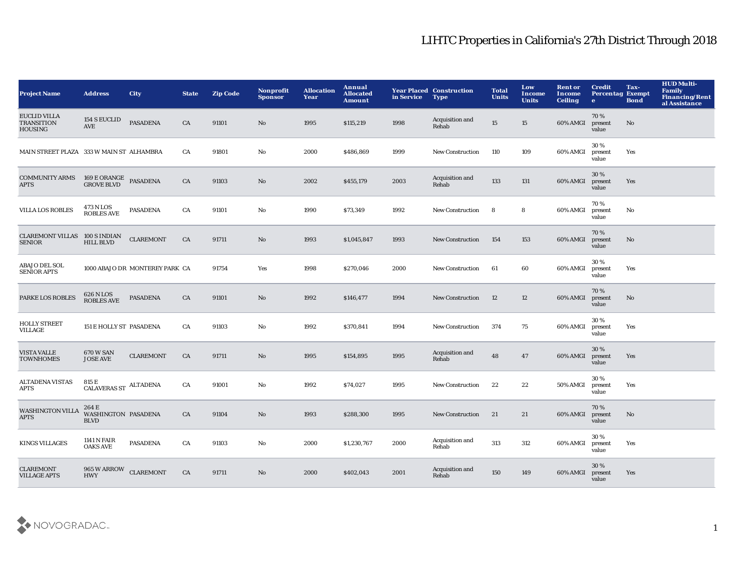# LIHTC Properties in California's 27th District Through 2018

| Project Name | Address | City | State | Zip Code | Nonprofit Sponsor | Allocation Year | Annual Allocated Amount | Year Placed in Service | Construction Type | Total Units | Low Income Units | Rent or Income Ceiling | Credit Percentage | Tax-Exempt Bond | HUD Multi-Family Financing/Rental Assistance |
|---|---|---|---|---|---|---|---|---|---|---|---|---|---|---|---|
| EUCLID VILLA TRANSITION HOUSING | 154 S EUCLID AVE | PASADENA | CA | 91101 | No | 1995 | $115,219 | 1998 | Acquisition and Rehab | 15 | 15 | 60% AMGI | 70 % present value | No | |
| MAIN STREET PLAZA | 333 W MAIN ST | ALHAMBRA | CA | 91801 | No | 2000 | $486,869 | 1999 | New Construction | 110 | 109 | 60% AMGI | 30 % present value | Yes | |
| COMMUNITY ARMS APTS | 169 E ORANGE GROVE BLVD | PASADENA | CA | 91103 | No | 2002 | $455,179 | 2003 | Acquisition and Rehab | 133 | 131 | 60% AMGI | 30 % present value | Yes | |
| VILLA LOS ROBLES | 473 N LOS ROBLES AVE | PASADENA | CA | 91101 | No | 1990 | $73,349 | 1992 | New Construction | 8 | 8 | 60% AMGI | 70 % present value | No | |
| CLAREMONT VILLAS SENIOR | 100 S INDIAN HILL BLVD | CLAREMONT | CA | 91711 | No | 1993 | $1,045,847 | 1993 | New Construction | 154 | 153 | 60% AMGI | 70 % present value | No | |
| ABAJO DEL SOL SENIOR APTS | 1000 ABAJO DR | MONTEREY PARK | CA | 91754 | Yes | 1998 | $270,046 | 2000 | New Construction | 61 | 60 | 60% AMGI | 30 % present value | Yes | |
| PARKE LOS ROBLES | 626 N LOS ROBLES AVE | PASADENA | CA | 91101 | No | 1992 | $146,477 | 1994 | New Construction | 12 | 12 | 60% AMGI | 70 % present value | No | |
| HOLLY STREET VILLAGE | 151 E HOLLY ST | PASADENA | CA | 91103 | No | 1992 | $370,841 | 1994 | New Construction | 374 | 75 | 60% AMGI | 30 % present value | Yes | |
| VISTA VALLE TOWNHOMES | 670 W SAN JOSE AVE | CLAREMONT | CA | 91711 | No | 1995 | $154,895 | 1995 | Acquisition and Rehab | 48 | 47 | 60% AMGI | 30 % present value | Yes | |
| ALTADENA VISTAS APTS | 815 E CALAVERAS ST | ALTADENA | CA | 91001 | No | 1992 | $74,027 | 1995 | New Construction | 22 | 22 | 50% AMGI | 30 % present value | Yes | |
| WASHINGTON VILLA APTS | 264 E WASHINGTON BLVD | PASADENA | CA | 91104 | No | 1993 | $288,300 | 1995 | New Construction | 21 | 21 | 60% AMGI | 70 % present value | No | |
| KINGS VILLAGES | 1141 N FAIR OAKS AVE | PASADENA | CA | 91103 | No | 2000 | $1,230,767 | 2000 | Acquisition and Rehab | 313 | 312 | 60% AMGI | 30 % present value | Yes | |
| CLAREMONT VILLAGE APTS | 965 W ARROW HWY | CLAREMONT | CA | 91711 | No | 2000 | $402,043 | 2001 | Acquisition and Rehab | 150 | 149 | 60% AMGI | 30 % present value | Yes | |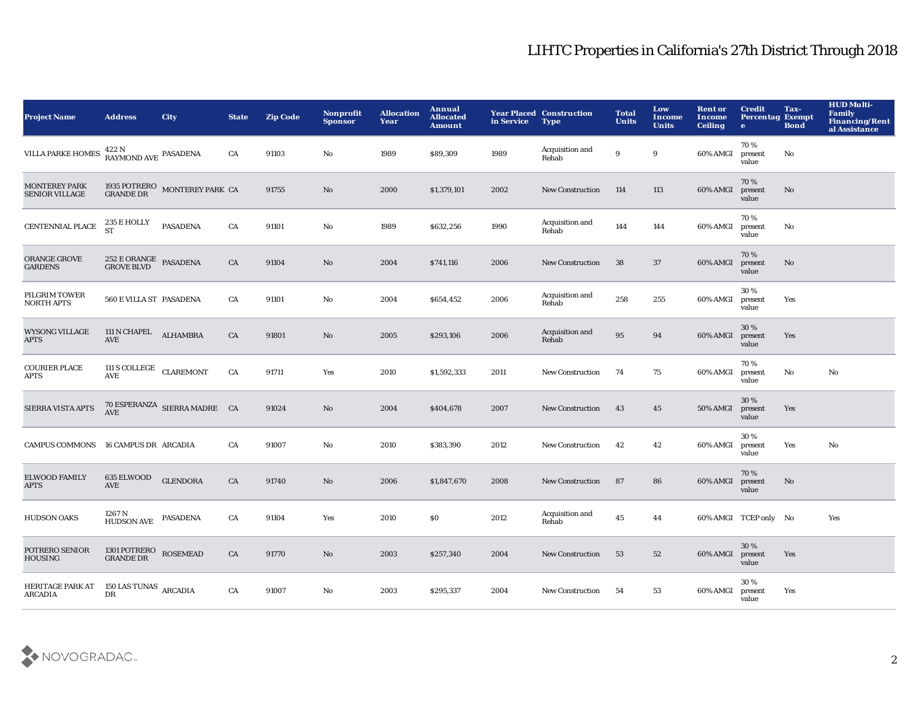# LIHTC Properties in California's 27th District Through 2018

| Project Name | Address | City | State | Zip Code | Nonprofit Sponsor | Allocation Year | Annual Allocated Amount | Year Placed in Service | Construction Type | Total Units | Low Income Units | Rent or Income Ceiling | Credit Percentage | Tax-Exempt Bond | HUD Multi-Family Financing/Rental Assistance |
|---|---|---|---|---|---|---|---|---|---|---|---|---|---|---|---|
| VILLA PARKE HOMES | 422 N RAYMOND AVE | PASADENA | CA | 91103 | No | 1989 | $89,309 | 1989 | Acquisition and Rehab | 9 | 9 | 60% AMGI | 70 % present value | No | |
| MONTEREY PARK SENIOR VILLAGE | 1935 POTRERO GRANDE DR | MONTEREY PARK | CA | 91755 | No | 2000 | $1,379,101 | 2002 | New Construction | 114 | 113 | 60% AMGI | 70 % present value | No | |
| CENTENNIAL PLACE | 235 E HOLLY ST | PASADENA | CA | 91101 | No | 1989 | $632,256 | 1990 | Acquisition and Rehab | 144 | 144 | 60% AMGI | 70 % present value | No | |
| ORANGE GROVE GARDENS | 252 E ORANGE GROVE BLVD | PASADENA | CA | 91104 | No | 2004 | $741,116 | 2006 | New Construction | 38 | 37 | 60% AMGI | 70 % present value | No | |
| PILGRIM TOWER NORTH APTS | 560 E VILLA ST | PASADENA | CA | 91101 | No | 2004 | $654,452 | 2006 | Acquisition and Rehab | 258 | 255 | 60% AMGI | 30 % present value | Yes | |
| WYSONG VILLAGE APTS | 111 N CHAPEL AVE | ALHAMBRA | CA | 91801 | No | 2005 | $293,106 | 2006 | Acquisition and Rehab | 95 | 94 | 60% AMGI | 30 % present value | Yes | |
| COURIER PLACE APTS | 111 S COLLEGE AVE | CLAREMONT | CA | 91711 | Yes | 2010 | $1,592,333 | 2011 | New Construction | 74 | 75 | 60% AMGI | 70 % present value | No | No |
| SIERRA VISTA APTS | 70 ESPERANZA AVE | SIERRA MADRE | CA | 91024 | No | 2004 | $404,678 | 2007 | New Construction | 43 | 45 | 50% AMGI | 30 % present value | Yes | |
| CAMPUS COMMONS | 16 CAMPUS DR | ARCADIA | CA | 91007 | No | 2010 | $383,390 | 2012 | New Construction | 42 | 42 | 60% AMGI | 30 % present value | Yes | No |
| ELWOOD FAMILY APTS | 635 ELWOOD AVE | GLENDORA | CA | 91740 | No | 2006 | $1,847,670 | 2008 | New Construction | 87 | 86 | 60% AMGI | 70 % present value | No | |
| HUDSON OAKS | 1267 N HUDSON AVE | PASADENA | CA | 91104 | Yes | 2010 | $0 | 2012 | Acquisition and Rehab | 45 | 44 | 60% AMGI | TCEP only | No | Yes |
| POTRERO SENIOR HOUSING | 1301 POTRERO GRANDE DR | ROSEMEAD | CA | 91770 | No | 2003 | $257,340 | 2004 | New Construction | 53 | 52 | 60% AMGI | 30 % present value | Yes | |
| HERITAGE PARK AT ARCADIA | 150 LAS TUNAS DR | ARCADIA | CA | 91007 | No | 2003 | $295,337 | 2004 | New Construction | 54 | 53 | 60% AMGI | 30 % present value | Yes | |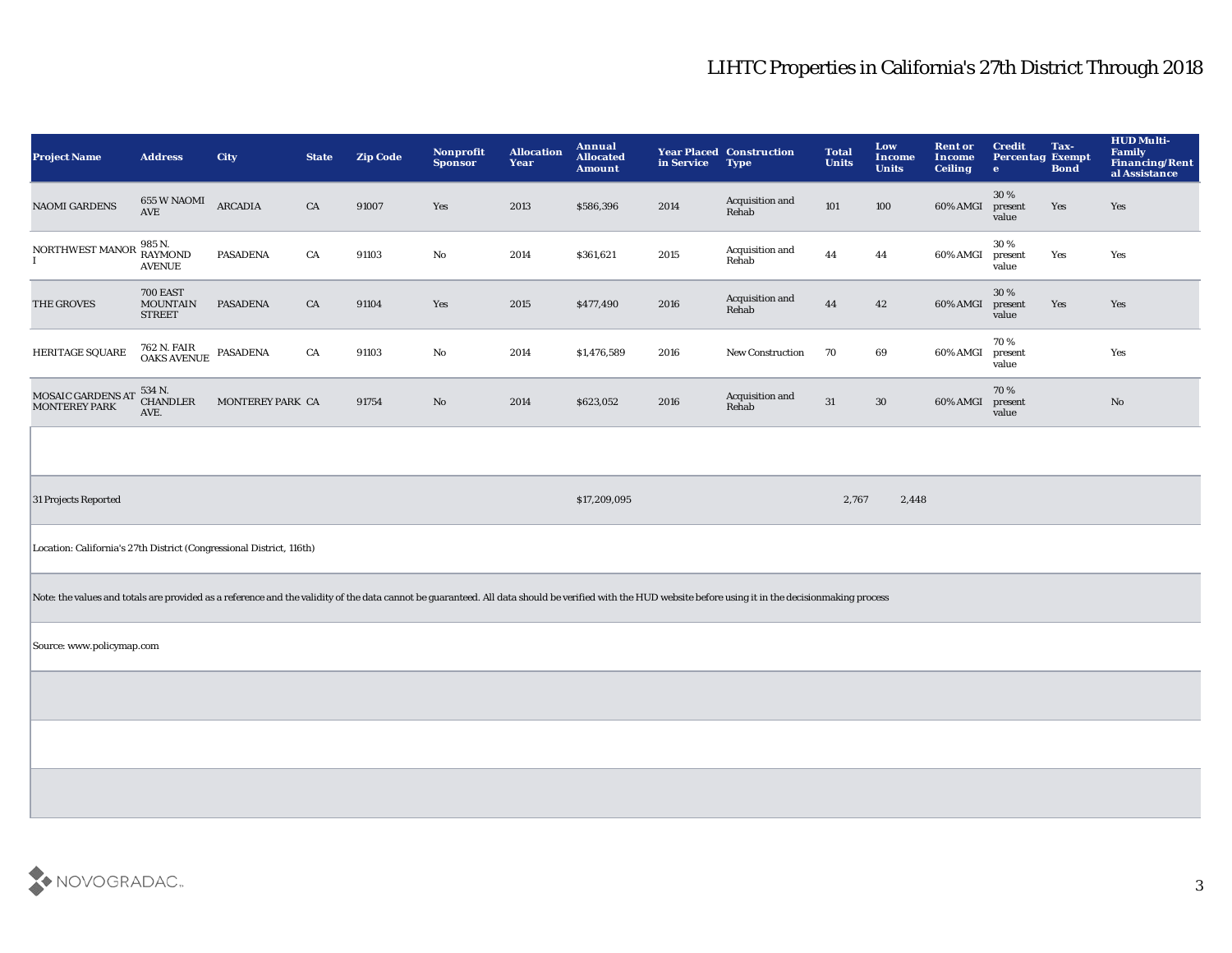# LIHTC Properties in California's 27th District Through 2018

| Project Name | Address | City | State | Zip Code | Nonprofit Sponsor | Allocation Year | Annual Allocated Amount | Year Placed in Service | Construction Type | Total Units | Low Income Units | Rent or Income Ceiling | Credit Percentage | Tax-Exempt Bond | HUD Multi-Family Financing/Rental Assistance |
|---|---|---|---|---|---|---|---|---|---|---|---|---|---|---|---|
| NAOMI GARDENS | 655 W NAOMI AVE | ARCADIA | CA | 91007 | Yes | 2013 | $586,396 | 2014 | Acquisition and Rehab | 101 | 100 | 60% AMGI | 30 % present value | Yes | Yes |
| NORTHWEST MANOR I | 985 N. RAYMOND AVENUE | PASADENA | CA | 91103 | No | 2014 | $361,621 | 2015 | Acquisition and Rehab | 44 | 44 | 60% AMGI | 30 % present value | Yes | Yes |
| THE GROVES | 700 EAST MOUNTAIN STREET | PASADENA | CA | 91104 | Yes | 2015 | $477,490 | 2016 | Acquisition and Rehab | 44 | 42 | 60% AMGI | 30 % present value | Yes | Yes |
| HERITAGE SQUARE | 762 N. FAIR OAKS AVENUE | PASADENA | CA | 91103 | No | 2014 | $1,476,589 | 2016 | New Construction | 70 | 69 | 60% AMGI | 70 % present value | | Yes |
| MOSAIC GARDENS AT MONTEREY PARK | 534 N. CHANDLER AVE. | MONTEREY PARK | CA | 91754 | No | 2014 | $623,052 | 2016 | Acquisition and Rehab | 31 | 30 | 60% AMGI | 70 % present value | | No |
| | | | | | | | | | | | | | | | |
| 31 Projects Reported | | | | | | | $17,209,095 | | | 2,767 | 2,448 | | | | |

Location: California's 27th District (Congressional District, 116th)

Note: the values and totals are provided as a reference and the validity of the data cannot be guaranteed. All data should be verified with the HUD website before using it in the decisionmaking process

Source: www.policymap.com